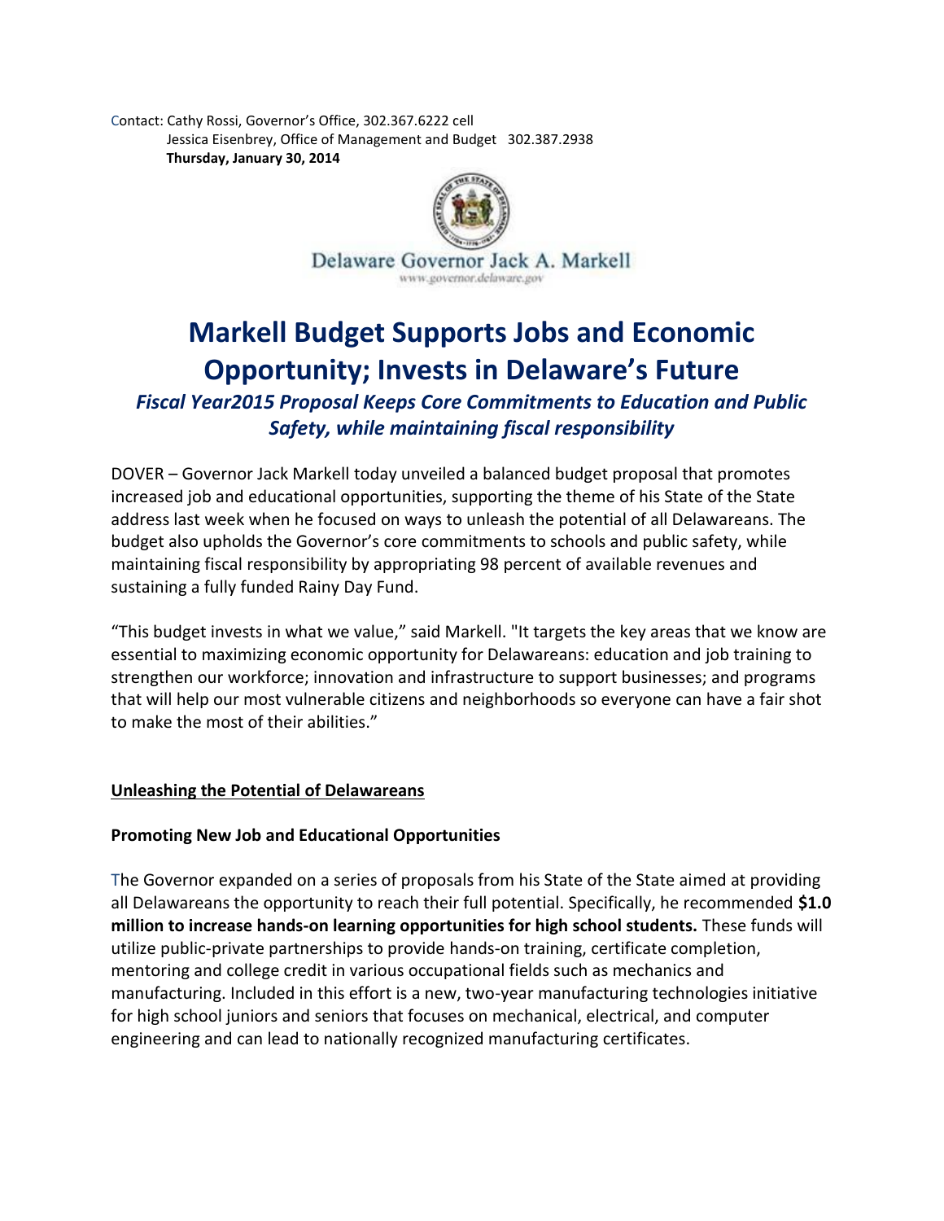Contact: Cathy Rossi, Governor's Office, 302.367.6222 cell
Jessica Eisenbrey, Office of Management and Budget 302.387.2938
**Thursday, January 30, 2014**

Delaware Governor Jack A. Markell
www.governor.delaware.gov

# Markell Budget Supports Jobs and Economic Opportunity; Invests in Delaware's Future

### *Fiscal Year2015 Proposal Keeps Core Commitments to Education and Public Safety, while maintaining fiscal responsibility*

DOVER – Governor Jack Markell today unveiled a balanced budget proposal that promotes increased job and educational opportunities, supporting the theme of his State of the State address last week when he focused on ways to unleash the potential of all Delawareans. The budget also upholds the Governor's core commitments to schools and public safety, while maintaining fiscal responsibility by appropriating 98 percent of available revenues and sustaining a fully funded Rainy Day Fund.

"This budget invests in what we value," said Markell. "It targets the key areas that we know are essential to maximizing economic opportunity for Delawareans: education and job training to strengthen our workforce; innovation and infrastructure to support businesses; and programs that will help our most vulnerable citizens and neighborhoods so everyone can have a fair shot to make the most of their abilities."

## Unleashing the Potential of Delawareans

### Promoting New Job and Educational Opportunities

The Governor expanded on a series of proposals from his State of the State aimed at providing all Delawareans the opportunity to reach their full potential. Specifically, he recommended **$1.0 million to increase hands-on learning opportunities for high school students.** These funds will utilize public-private partnerships to provide hands-on training, certificate completion, mentoring and college credit in various occupational fields such as mechanics and manufacturing. Included in this effort is a new, two-year manufacturing technologies initiative for high school juniors and seniors that focuses on mechanical, electrical, and computer engineering and can lead to nationally recognized manufacturing certificates.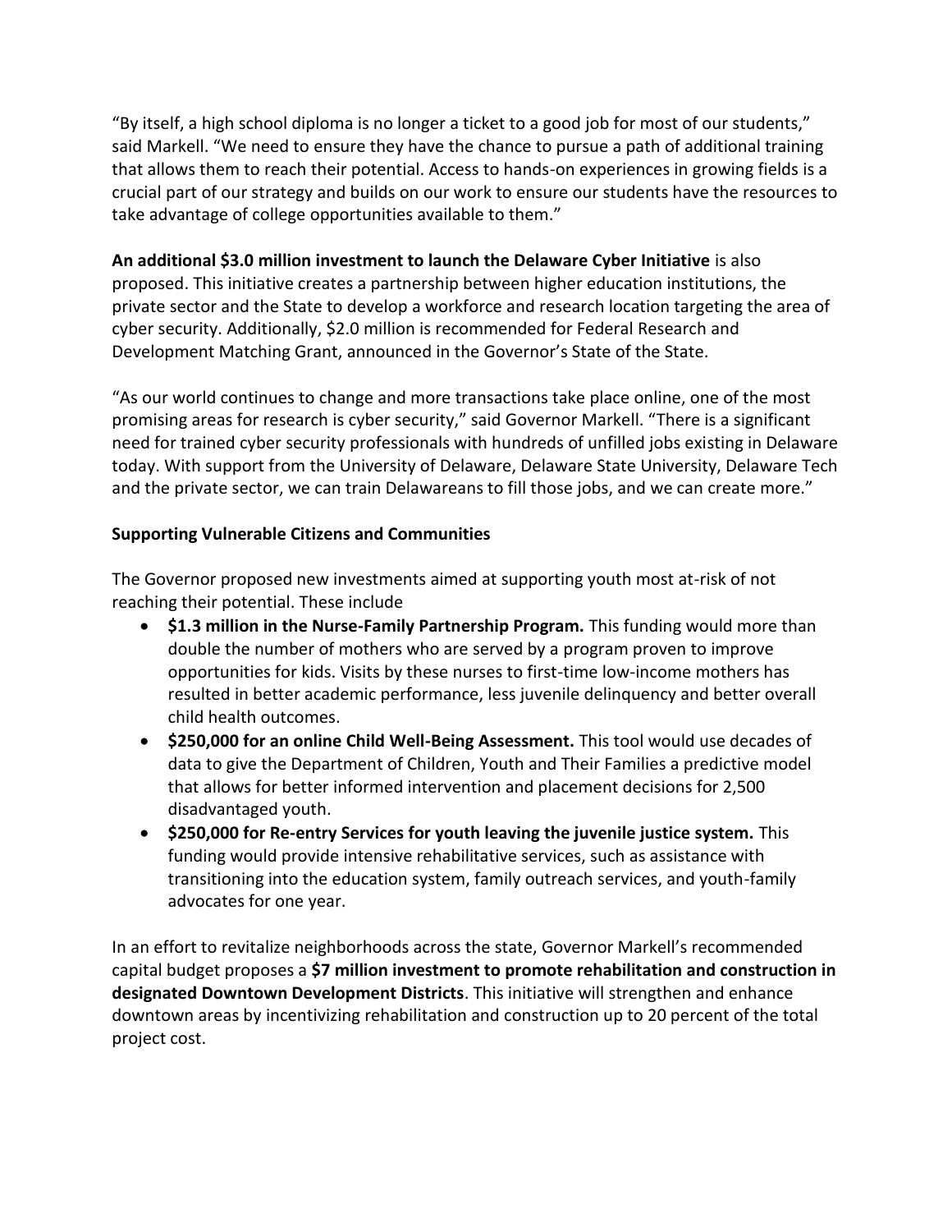"By itself, a high school diploma is no longer a ticket to a good job for most of our students," said Markell. "We need to ensure they have the chance to pursue a path of additional training that allows them to reach their potential. Access to hands-on experiences in growing fields is a crucial part of our strategy and builds on our work to ensure our students have the resources to take advantage of college opportunities available to them."

**An additional $3.0 million investment to launch the Delaware Cyber Initiative** is also proposed. This initiative creates a partnership between higher education institutions, the private sector and the State to develop a workforce and research location targeting the area of cyber security. Additionally, $2.0 million is recommended for Federal Research and Development Matching Grant, announced in the Governor's State of the State.

"As our world continues to change and more transactions take place online, one of the most promising areas for research is cyber security," said Governor Markell. "There is a significant need for trained cyber security professionals with hundreds of unfilled jobs existing in Delaware today. With support from the University of Delaware, Delaware State University, Delaware Tech and the private sector, we can train Delawareans to fill those jobs, and we can create more."

**Supporting Vulnerable Citizens and Communities**

The Governor proposed new investments aimed at supporting youth most at-risk of not reaching their potential. These include

- **$1.3 million in the Nurse-Family Partnership Program.** This funding would more than double the number of mothers who are served by a program proven to improve opportunities for kids. Visits by these nurses to first-time low-income mothers has resulted in better academic performance, less juvenile delinquency and better overall child health outcomes.
- **$250,000 for an online Child Well-Being Assessment.** This tool would use decades of data to give the Department of Children, Youth and Their Families a predictive model that allows for better informed intervention and placement decisions for 2,500 disadvantaged youth.
- **$250,000 for Re-entry Services for youth leaving the juvenile justice system.** This funding would provide intensive rehabilitative services, such as assistance with transitioning into the education system, family outreach services, and youth-family advocates for one year.

In an effort to revitalize neighborhoods across the state, Governor Markell's recommended capital budget proposes a **$7 million investment to promote rehabilitation and construction in designated Downtown Development Districts**. This initiative will strengthen and enhance downtown areas by incentivizing rehabilitation and construction up to 20 percent of the total project cost.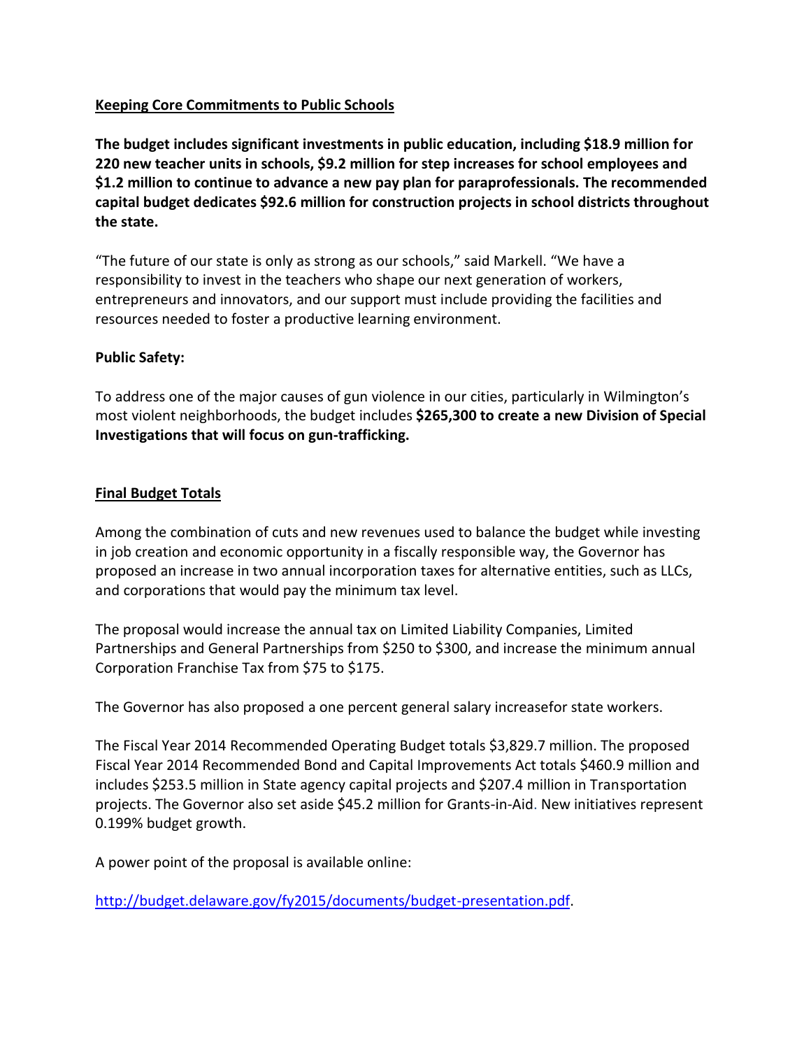**Keeping Core Commitments to Public Schools**

**The budget includes significant investments in public education, including $18.9 million for 220 new teacher units in schools, $9.2 million for step increases for school employees and $1.2 million to continue to advance a new pay plan for paraprofessionals. The recommended capital budget dedicates $92.6 million for construction projects in school districts throughout the state.**

"The future of our state is only as strong as our schools," said Markell. "We have a responsibility to invest in the teachers who shape our next generation of workers, entrepreneurs and innovators, and our support must include providing the facilities and resources needed to foster a productive learning environment.

**Public Safety:**

To address one of the major causes of gun violence in our cities, particularly in Wilmington's most violent neighborhoods, the budget includes **$265,300 to create a new Division of Special Investigations that will focus on gun-trafficking.**

**Final Budget Totals**

Among the combination of cuts and new revenues used to balance the budget while investing in job creation and economic opportunity in a fiscally responsible way, the Governor has proposed an increase in two annual incorporation taxes for alternative entities, such as LLCs, and corporations that would pay the minimum tax level.

The proposal would increase the annual tax on Limited Liability Companies, Limited Partnerships and General Partnerships from $250 to $300, and increase the minimum annual Corporation Franchise Tax from $75 to $175.

The Governor has also proposed a one percent general salary increasefor state workers.

The Fiscal Year 2014 Recommended Operating Budget totals $3,829.7 million. The proposed Fiscal Year 2014 Recommended Bond and Capital Improvements Act totals $460.9 million and includes $253.5 million in State agency capital projects and $207.4 million in Transportation projects. The Governor also set aside $45.2 million for Grants-in-Aid. New initiatives represent 0.199% budget growth.

A power point of the proposal is available online:

http://budget.delaware.gov/fy2015/documents/budget-presentation.pdf.